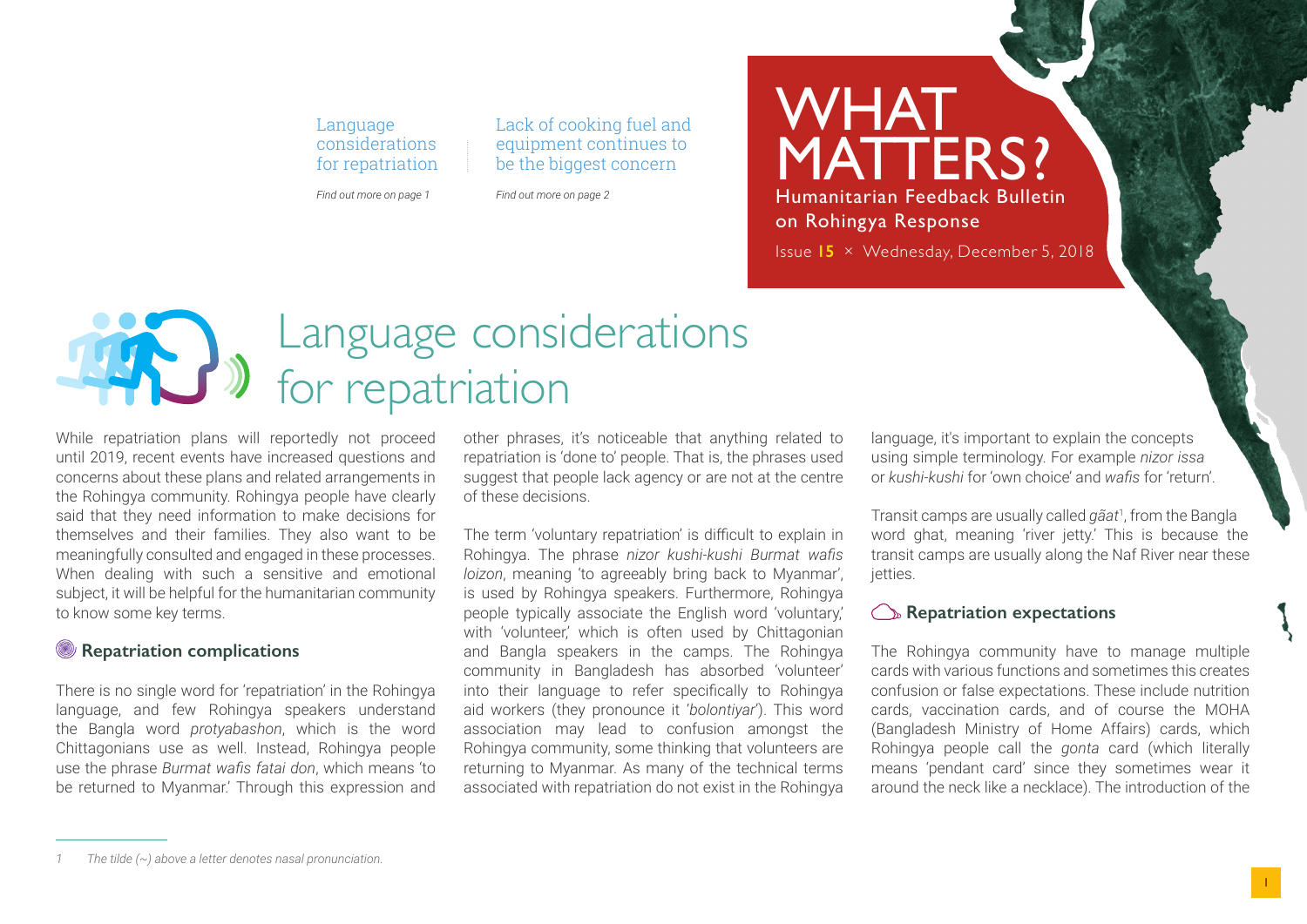Language considerations for repatriation

*Find out more on page 1*

Lack of cooking fuel and equipment continues to be the biggest concern

*Find out more on page 2*

# WHAT MATTERS?

Humanitarian Feedback Bulletin on Rohingya Response

Issue **15** × Wednesday, December 5, 2018

## Language considerations for repatriation

While repatriation plans will reportedly not proceed until 2019, recent events have increased questions and concerns about these plans and related arrangements in the Rohingya community. Rohingya people have clearly said that they need information to make decisions for themselves and their families. They also want to be meaningfully consulted and engaged in these processes. When dealing with such a sensitive and emotional subject, it will be helpful for the humanitarian community to know some key terms.

### Repatriation complications

There is no single word for 'repatriation' in the Rohingya language, and few Rohingya speakers understand the Bangla word *protyabashon*, which is the word Chittagonians use as well. Instead, Rohingya people use the phrase *Burmat wafis fatai don*, which means 'to be returned to Myanmar.' Through this expression and other phrases, it's noticeable that anything related to repatriation is 'done to' people. That is, the phrases used suggest that people lack agency or are not at the centre of these decisions.

The term 'voluntary repatriation' is difficult to explain in Rohingya. The phrase *nizor kushi-kushi Burmat wafis loizon*, meaning 'to agreeably bring back to Myanmar', is used by Rohingya speakers. Furthermore, Rohingya people typically associate the English word 'voluntary,' with 'volunteer,' which is often used by Chittagonian and Bangla speakers in the camps. The Rohingya community in Bangladesh has absorbed 'volunteer' into their language to refer specifically to Rohingya aid workers (they pronounce it '*bolontiyar*'). This word association may lead to confusion amongst the Rohingya community, some thinking that volunteers are returning to Myanmar. As many of the technical terms associated with repatriation do not exist in the Rohingya language, it's important to explain the concepts using simple terminology. For example *nizor issa* or *kushi-kushi* for 'own choice' and *wafis* for 'return'.

Transit camps are usually called *gãat*[1], from the Bangla word ghat, meaning 'river jetty.' This is because the transit camps are usually along the Naf River near these jetties.

### Repatriation expectations

The Rohingya community have to manage multiple cards with various functions and sometimes this creates confusion or false expectations. These include nutrition cards, vaccination cards, and of course the MOHA (Bangladesh Ministry of Home Affairs) cards, which Rohingya people call the *gonta* card (which literally means 'pendant card' since they sometimes wear it around the neck like a necklace). The introduction of the

1 *The tilde (~) above a letter denotes nasal pronunciation.*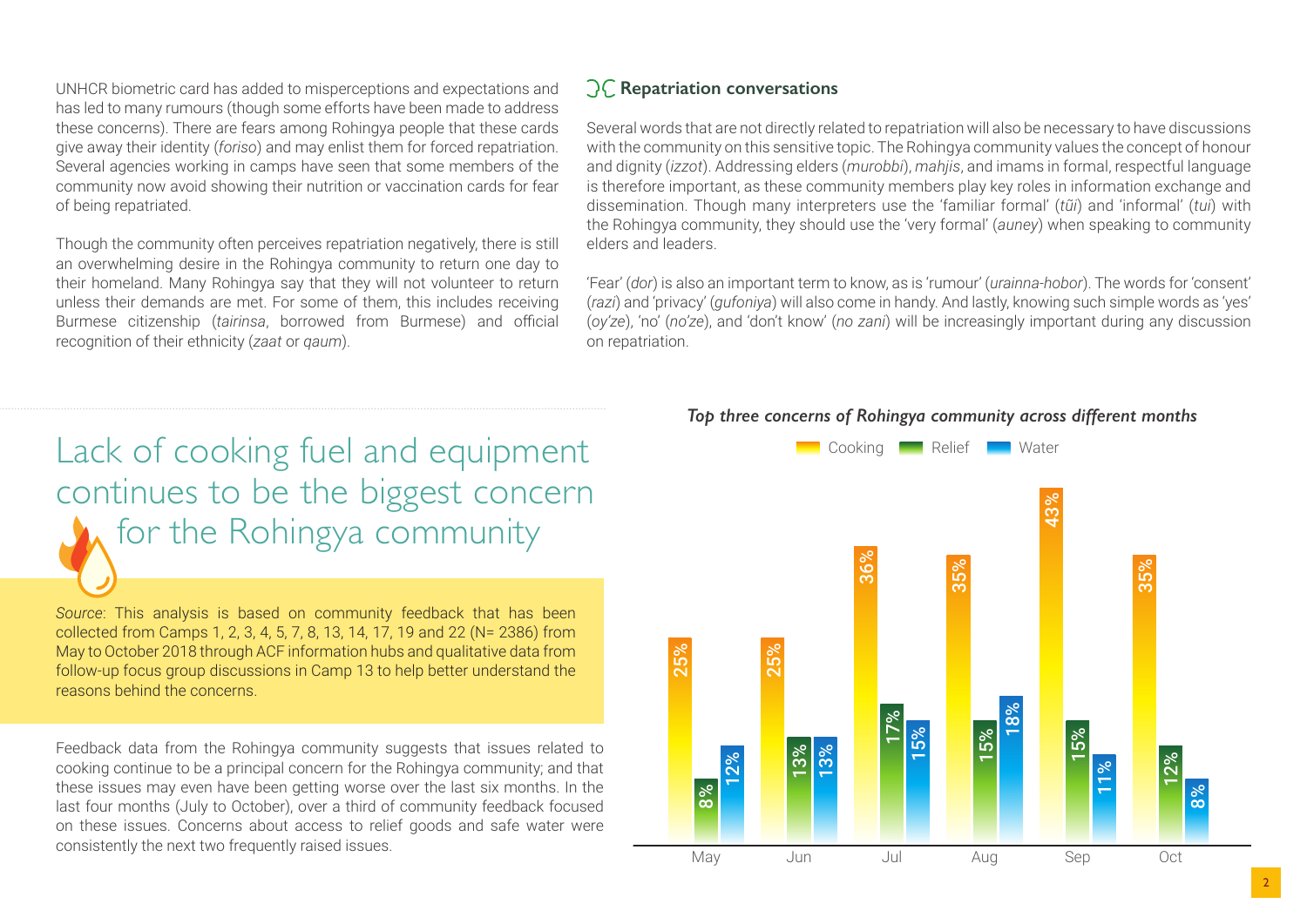UNHCR biometric card has added to misperceptions and expectations and has led to many rumours (though some efforts have been made to address these concerns). There are fears among Rohingya people that these cards give away their identity (*foriso*) and may enlist them for forced repatriation. Several agencies working in camps have seen that some members of the community now avoid showing their nutrition or vaccination cards for fear of being repatriated.

Though the community often perceives repatriation negatively, there is still an overwhelming desire in the Rohingya community to return one day to their homeland. Many Rohingya say that they will not volunteer to return unless their demands are met. For some of them, this includes receiving Burmese citizenship (*tairinsa*, borrowed from Burmese) and official recognition of their ethnicity (*zaat* or *qaum*).

### Repatriation conversations

Several words that are not directly related to repatriation will also be necessary to have discussions with the community on this sensitive topic. The Rohingya community values the concept of honour and dignity (*izzot*). Addressing elders (*murobbi*), *mahjis*, and imams in formal, respectful language is therefore important, as these community members play key roles in information exchange and dissemination. Though many interpreters use the 'familiar formal' (*tũi*) and 'informal' (*tui*) with the Rohingya community, they should use the 'very formal' (*auney*) when speaking to community elders and leaders.

'Fear' (*dor*) is also an important term to know, as is 'rumour' (*urainna-hobor*). The words for 'consent' (*razi*) and 'privacy' (*gufoniya*) will also come in handy. And lastly, knowing such simple words as 'yes' (*oy'ze*), 'no' (*no'ze*), and 'don't know' (*no zani*) will be increasingly important during any discussion on repatriation.

## Lack of cooking fuel and equipment continues to be the biggest concern for the Rohingya community

*Source*: This analysis is based on community feedback that has been collected from Camps 1, 2, 3, 4, 5, 7, 8, 13, 14, 17, 19 and 22 (N= 2386) from May to October 2018 through ACF information hubs and qualitative data from follow-up focus group discussions in Camp 13 to help better understand the reasons behind the concerns.

Feedback data from the Rohingya community suggests that issues related to cooking continue to be a principal concern for the Rohingya community; and that these issues may even have been getting worse over the last six months. In the last four months (July to October), over a third of community feedback focused on these issues. Concerns about access to relief goods and safe water were consistently the next two frequently raised issues.

***Top three concerns of Rohingya community across different months***

| Month | Cooking | Relief | Water |
|---|---|---|---|
| May | 25% | 8% | 12% |
| Jun | 25% | 13% | 13% |
| Jul | 36% | 17% | 15% |
| Aug | 35% | 15% | 18% |
| Sep | 43% | 15% | 11% |
| Oct | 35% | 12% | 8% |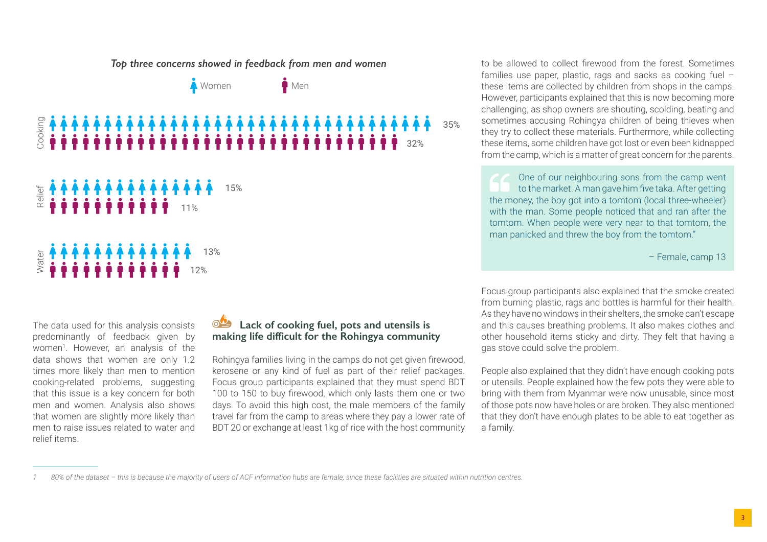*Top three concerns showed in feedback from men and women*

| | Women | Men |
|---|---|---|
| Cooking | 35% | 32% |
| Relief | 15% | 11% |
| Water | 13% | 12% |

The data used for this analysis consists predominantly of feedback given by women[1]. However, an analysis of the data shows that women are only 1.2 times more likely than men to mention cooking-related problems, suggesting that this issue is a key concern for both men and women. Analysis also shows that women are slightly more likely than men to raise issues related to water and relief items.

### Lack of cooking fuel, pots and utensils is making life difficult for the Rohingya community

Rohingya families living in the camps do not get given firewood, kerosene or any kind of fuel as part of their relief packages. Focus group participants explained that they must spend BDT 100 to 150 to buy firewood, which only lasts them one or two days. To avoid this high cost, the male members of the family travel far from the camp to areas where they pay a lower rate of BDT 20 or exchange at least 1kg of rice with the host community to be allowed to collect firewood from the forest. Sometimes families use paper, plastic, rags and sacks as cooking fuel – these items are collected by children from shops in the camps. However, participants explained that this is now becoming more challenging, as shop owners are shouting, scolding, beating and sometimes accusing Rohingya children of being thieves when they try to collect these materials. Furthermore, while collecting these items, some children have got lost or even been kidnapped from the camp, which is a matter of great concern for the parents.

> One of our neighbouring sons from the camp went to the market. A man gave him five taka. After getting the money, the boy got into a tomtom (local three-wheeler) with the man. Some people noticed that and ran after the tomtom. When people were very near to that tomtom, the man panicked and threw the boy from the tomtom."
>
> – Female, camp 13

Focus group participants also explained that the smoke created from burning plastic, rags and bottles is harmful for their health. As they have no windows in their shelters, the smoke can't escape and this causes breathing problems. It also makes clothes and other household items sticky and dirty. They felt that having a gas stove could solve the problem.

People also explained that they didn't have enough cooking pots or utensils. People explained how the few pots they were able to bring with them from Myanmar were now unusable, since most of those pots now have holes or are broken. They also mentioned that they don't have enough plates to be able to eat together as a family.

---

[1] 80% of the dataset – this is because the majority of users of ACF information hubs are female, since these facilities are situated within nutrition centres.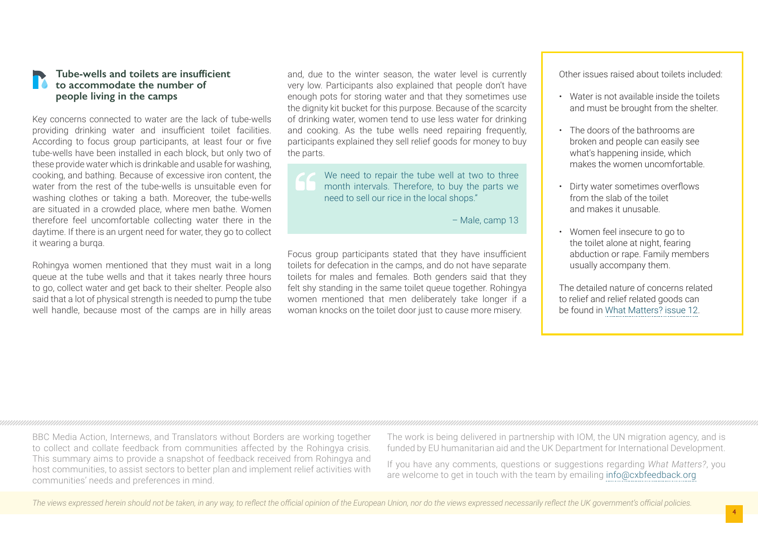### Tube-wells and toilets are insufficient to accommodate the number of people living in the camps

Key concerns connected to water are the lack of tube-wells providing drinking water and insufficient toilet facilities. According to focus group participants, at least four or five tube-wells have been installed in each block, but only two of these provide water which is drinkable and usable for washing, cooking, and bathing. Because of excessive iron content, the water from the rest of the tube-wells is unsuitable even for washing clothes or taking a bath. Moreover, the tube-wells are situated in a crowded place, where men bathe. Women therefore feel uncomfortable collecting water there in the daytime. If there is an urgent need for water, they go to collect it wearing a burqa.

Rohingya women mentioned that they must wait in a long queue at the tube wells and that it takes nearly three hours to go, collect water and get back to their shelter. People also said that a lot of physical strength is needed to pump the tube well handle, because most of the camps are in hilly areas and, due to the winter season, the water level is currently very low. Participants also explained that people don't have enough pots for storing water and that they sometimes use the dignity kit bucket for this purpose. Because of the scarcity of drinking water, women tend to use less water for drinking and cooking. As the tube wells need repairing frequently, participants explained they sell relief goods for money to buy the parts.

> We need to repair the tube well at two to three month intervals. Therefore, to buy the parts we need to sell our rice in the local shops."
>
> – Male, camp 13

Focus group participants stated that they have insufficient toilets for defecation in the camps, and do not have separate toilets for males and females. Both genders said that they felt shy standing in the same toilet queue together. Rohingya women mentioned that men deliberately take longer if a woman knocks on the toilet door just to cause more misery.

Other issues raised about toilets included:

- Water is not available inside the toilets and must be brought from the shelter.
- The doors of the bathrooms are broken and people can easily see what's happening inside, which makes the women uncomfortable.
- Dirty water sometimes overflows from the slab of the toilet and makes it unusable.
- Women feel insecure to go to the toilet alone at night, fearing abduction or rape. Family members usually accompany them.

The detailed nature of concerns related to relief and relief related goods can be found in What Matters? issue 12.

BBC Media Action, Internews, and Translators without Borders are working together to collect and collate feedback from communities affected by the Rohingya crisis. This summary aims to provide a snapshot of feedback received from Rohingya and host communities, to assist sectors to better plan and implement relief activities with communities' needs and preferences in mind.

The work is being delivered in partnership with IOM, the UN migration agency, and is funded by EU humanitarian aid and the UK Department for International Development.

If you have any comments, questions or suggestions regarding *What Matters?*, you are welcome to get in touch with the team by emailing info@cxbfeedback.org

*The views expressed herein should not be taken, in any way, to reflect the official opinion of the European Union, nor do the views expressed necessarily reflect the UK government's official policies.*